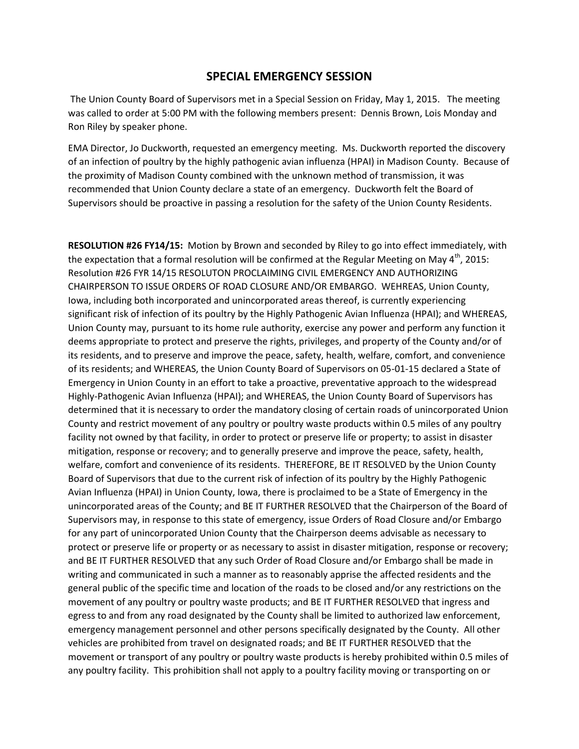# SPECIAL EMERGENCY SESSION

The Union County Board of Supervisors met in a Special Session on Friday, May 1, 2015. The meeting was called to order at 5:00 PM with the following members present: Dennis Brown, Lois Monday and Ron Riley by speaker phone.

EMA Director, Jo Duckworth, requested an emergency meeting. Ms. Duckworth reported the discovery of an infection of poultry by the highly pathogenic avian influenza (HPAI) in Madison County. Because of the proximity of Madison County combined with the unknown method of transmission, it was recommended that Union County declare a state of an emergency. Duckworth felt the Board of Supervisors should be proactive in passing a resolution for the safety of the Union County Residents.

**RESOLUTION #26 FY14/15:** Motion by Brown and seconded by Riley to go into effect immediately, with the expectation that a formal resolution will be confirmed at the Regular Meeting on May 4th, 2015: Resolution #26 FYR 14/15 RESOLUTON PROCLAIMING CIVIL EMERGENCY AND AUTHORIZING CHAIRPERSON TO ISSUE ORDERS OF ROAD CLOSURE AND/OR EMBARGO. WEHREAS, Union County, Iowa, including both incorporated and unincorporated areas thereof, is currently experiencing significant risk of infection of its poultry by the Highly Pathogenic Avian Influenza (HPAI); and WHEREAS, Union County may, pursuant to its home rule authority, exercise any power and perform any function it deems appropriate to protect and preserve the rights, privileges, and property of the County and/or of its residents, and to preserve and improve the peace, safety, health, welfare, comfort, and convenience of its residents; and WHEREAS, the Union County Board of Supervisors on 05-01-15 declared a State of Emergency in Union County in an effort to take a proactive, preventative approach to the widespread Highly-Pathogenic Avian Influenza (HPAI); and WHEREAS, the Union County Board of Supervisors has determined that it is necessary to order the mandatory closing of certain roads of unincorporated Union County and restrict movement of any poultry or poultry waste products within 0.5 miles of any poultry facility not owned by that facility, in order to protect or preserve life or property; to assist in disaster mitigation, response or recovery; and to generally preserve and improve the peace, safety, health, welfare, comfort and convenience of its residents. THEREFORE, BE IT RESOLVED by the Union County Board of Supervisors that due to the current risk of infection of its poultry by the Highly Pathogenic Avian Influenza (HPAI) in Union County, Iowa, there is proclaimed to be a State of Emergency in the unincorporated areas of the County; and BE IT FURTHER RESOLVED that the Chairperson of the Board of Supervisors may, in response to this state of emergency, issue Orders of Road Closure and/or Embargo for any part of unincorporated Union County that the Chairperson deems advisable as necessary to protect or preserve life or property or as necessary to assist in disaster mitigation, response or recovery; and BE IT FURTHER RESOLVED that any such Order of Road Closure and/or Embargo shall be made in writing and communicated in such a manner as to reasonably apprise the affected residents and the general public of the specific time and location of the roads to be closed and/or any restrictions on the movement of any poultry or poultry waste products; and BE IT FURTHER RESOLVED that ingress and egress to and from any road designated by the County shall be limited to authorized law enforcement, emergency management personnel and other persons specifically designated by the County. All other vehicles are prohibited from travel on designated roads; and BE IT FURTHER RESOLVED that the movement or transport of any poultry or poultry waste products is hereby prohibited within 0.5 miles of any poultry facility. This prohibition shall not apply to a poultry facility moving or transporting on or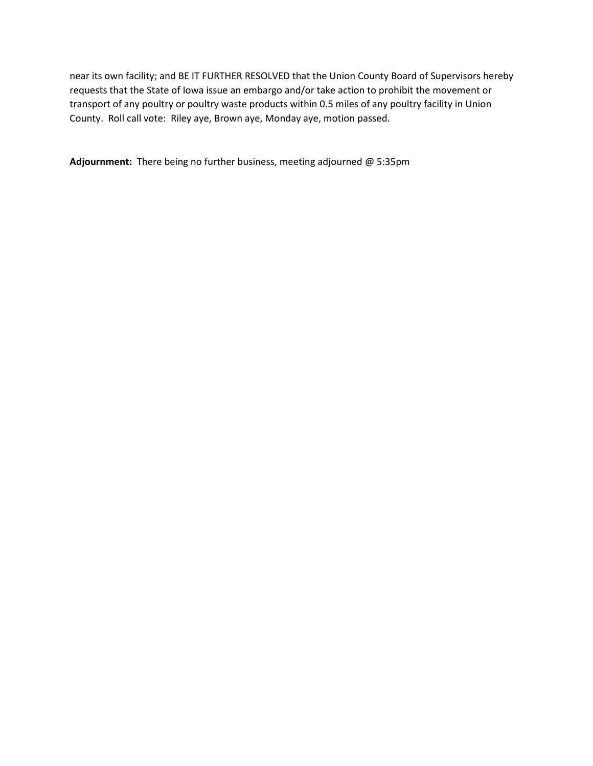near its own facility; and BE IT FURTHER RESOLVED that the Union County Board of Supervisors hereby requests that the State of Iowa issue an embargo and/or take action to prohibit the movement or transport of any poultry or poultry waste products within 0.5 miles of any poultry facility in Union County. Roll call vote: Riley aye, Brown aye, Monday aye, motion passed.

**Adjournment:** There being no further business, meeting adjourned @ 5:35pm